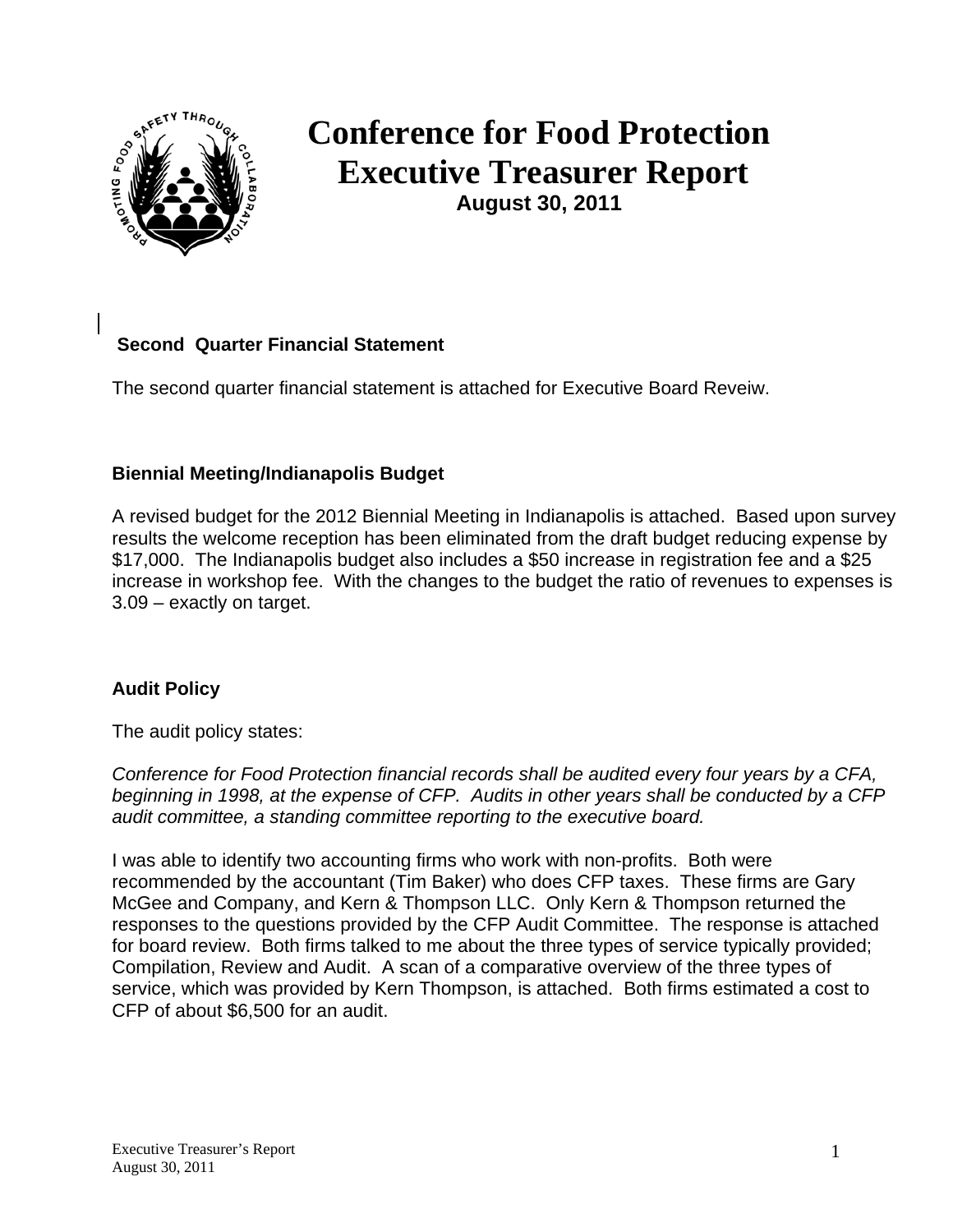# Conference for Food Protection Executive Treasurer Report

**August 30, 2011**

### Second Quarter Financial Statement

The second quarter financial statement is attached for Executive Board Reveiw.

### Biennial Meeting/Indianapolis Budget

A revised budget for the 2012 Biennial Meeting in Indianapolis is attached. Based upon survey results the welcome reception has been eliminated from the draft budget reducing expense by $17,000. The Indianapolis budget also includes a $50 increase in registration fee and a $25 increase in workshop fee. With the changes to the budget the ratio of revenues to expenses is 3.09 – exactly on target.

### Audit Policy

The audit policy states:

*Conference for Food Protection financial records shall be audited every four years by a CFA, beginning in 1998, at the expense of CFP. Audits in other years shall be conducted by a CFP audit committee, a standing committee reporting to the executive board.*

I was able to identify two accounting firms who work with non-profits. Both were recommended by the accountant (Tim Baker) who does CFP taxes. These firms are Gary McGee and Company, and Kern & Thompson LLC. Only Kern & Thompson returned the responses to the questions provided by the CFP Audit Committee. The response is attached for board review. Both firms talked to me about the three types of service typically provided; Compilation, Review and Audit. A scan of a comparative overview of the three types of service, which was provided by Kern Thompson, is attached. Both firms estimated a cost to CFP of about $6,500 for an audit.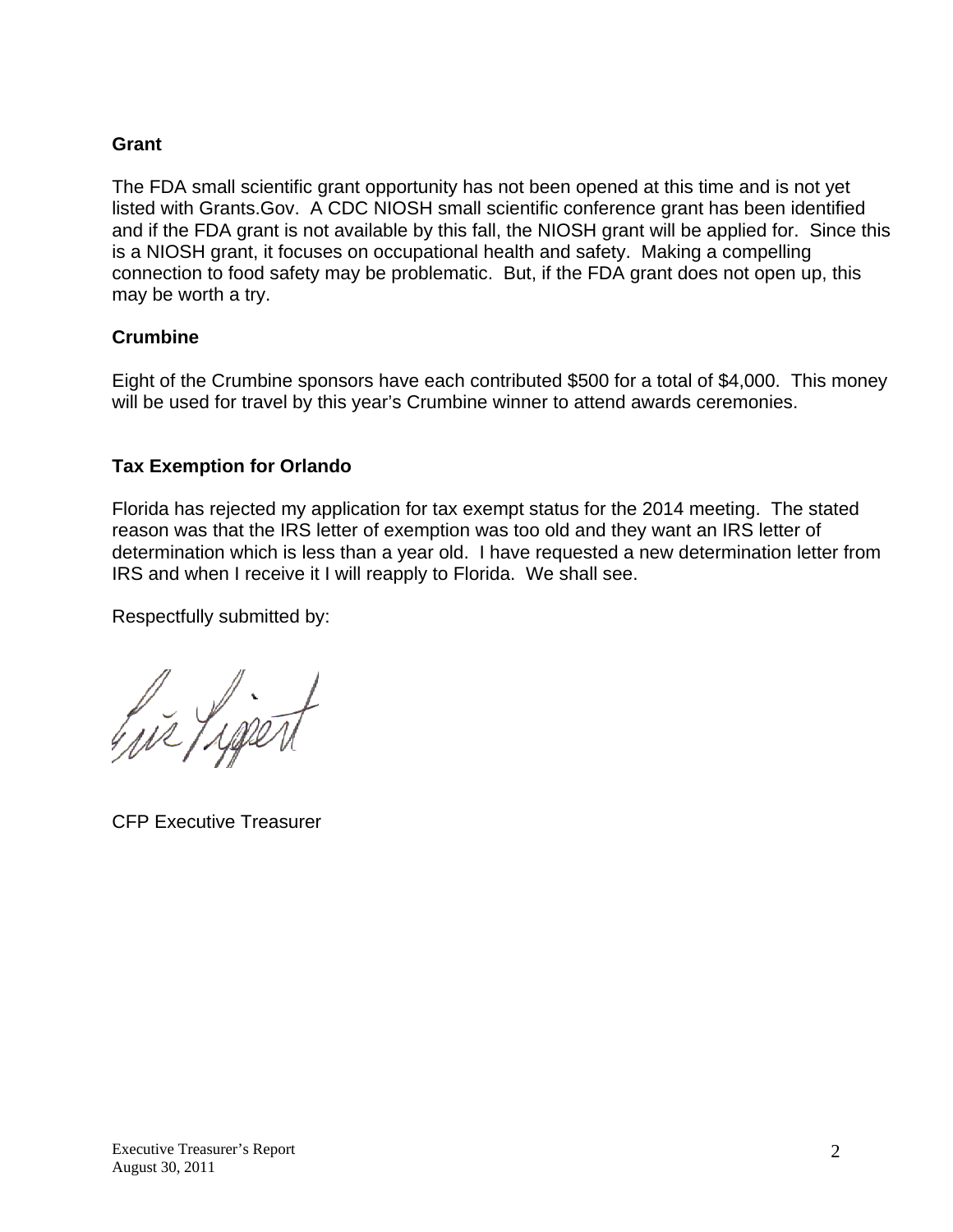## Grant

The FDA small scientific grant opportunity has not been opened at this time and is not yet listed with Grants.Gov. A CDC NIOSH small scientific conference grant has been identified and if the FDA grant is not available by this fall, the NIOSH grant will be applied for. Since this is a NIOSH grant, it focuses on occupational health and safety. Making a compelling connection to food safety may be problematic. But, if the FDA grant does not open up, this may be worth a try.

## Crumbine

Eight of the Crumbine sponsors have each contributed $500 for a total of $4,000. This money will be used for travel by this year's Crumbine winner to attend awards ceremonies.

## Tax Exemption for Orlando

Florida has rejected my application for tax exempt status for the 2014 meeting. The stated reason was that the IRS letter of exemption was too old and they want an IRS letter of determination which is less than a year old. I have requested a new determination letter from IRS and when I receive it I will reapply to Florida. We shall see.

Respectfully submitted by:

CFP Executive Treasurer